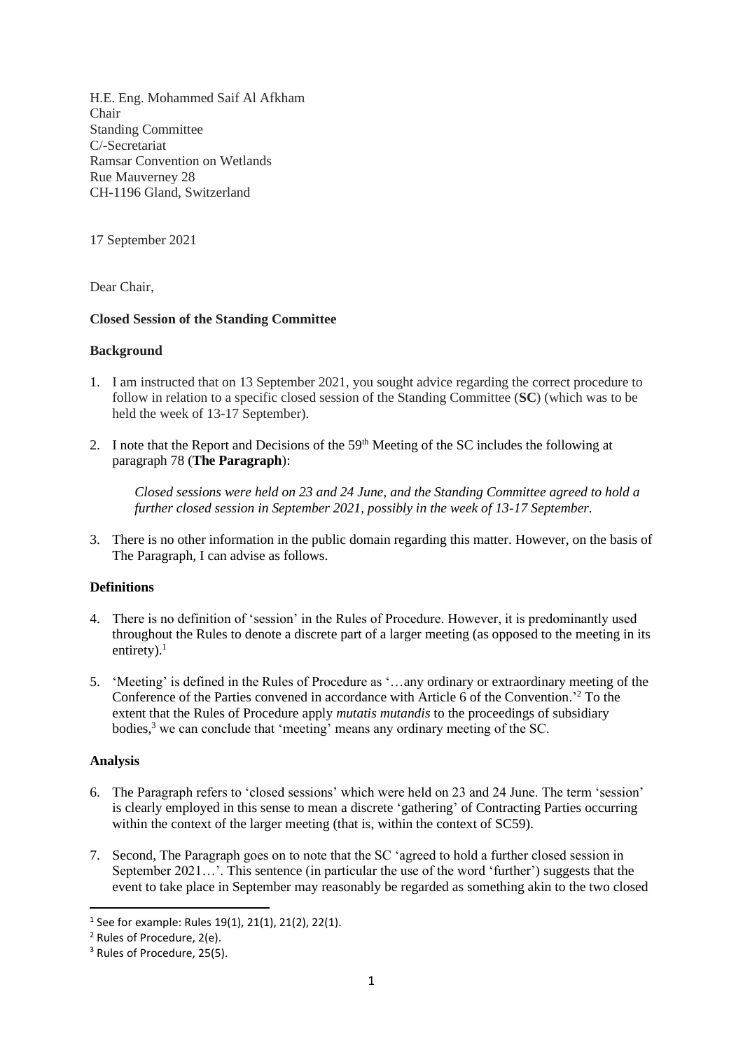H.E. Eng. Mohammed Saif Al Afkham
Chair
Standing Committee
C/-Secretariat
Ramsar Convention on Wetlands
Rue Mauverney 28
CH-1196 Gland, Switzerland

17 September 2021

Dear Chair,

**Closed Session of the Standing Committee**

**Background**

1. I am instructed that on 13 September 2021, you sought advice regarding the correct procedure to follow in relation to a specific closed session of the Standing Committee (**SC**) (which was to be held the week of 13-17 September).

2. I note that the Report and Decisions of the 59th Meeting of the SC includes the following at paragraph 78 (**The Paragraph**):

   *Closed sessions were held on 23 and 24 June, and the Standing Committee agreed to hold a further closed session in September 2021, possibly in the week of 13-17 September.*

3. There is no other information in the public domain regarding this matter. However, on the basis of The Paragraph, I can advise as follows.

**Definitions**

4. There is no definition of 'session' in the Rules of Procedure. However, it is predominantly used throughout the Rules to denote a discrete part of a larger meeting (as opposed to the meeting in its entirety).[1]

5. 'Meeting' is defined in the Rules of Procedure as '…any ordinary or extraordinary meeting of the Conference of the Parties convened in accordance with Article 6 of the Convention.'[2] To the extent that the Rules of Procedure apply *mutatis mutandis* to the proceedings of subsidiary bodies,[3] we can conclude that 'meeting' means any ordinary meeting of the SC.

**Analysis**

6. The Paragraph refers to 'closed sessions' which were held on 23 and 24 June. The term 'session' is clearly employed in this sense to mean a discrete 'gathering' of Contracting Parties occurring within the context of the larger meeting (that is, within the context of SC59).

7. Second, The Paragraph goes on to note that the SC 'agreed to hold a further closed session in September 2021…'. This sentence (in particular the use of the word 'further') suggests that the event to take place in September may reasonably be regarded as something akin to the two closed

[1] See for example: Rules 19(1), 21(1), 21(2), 22(1).
[2] Rules of Procedure, 2(e).
[3] Rules of Procedure, 25(5).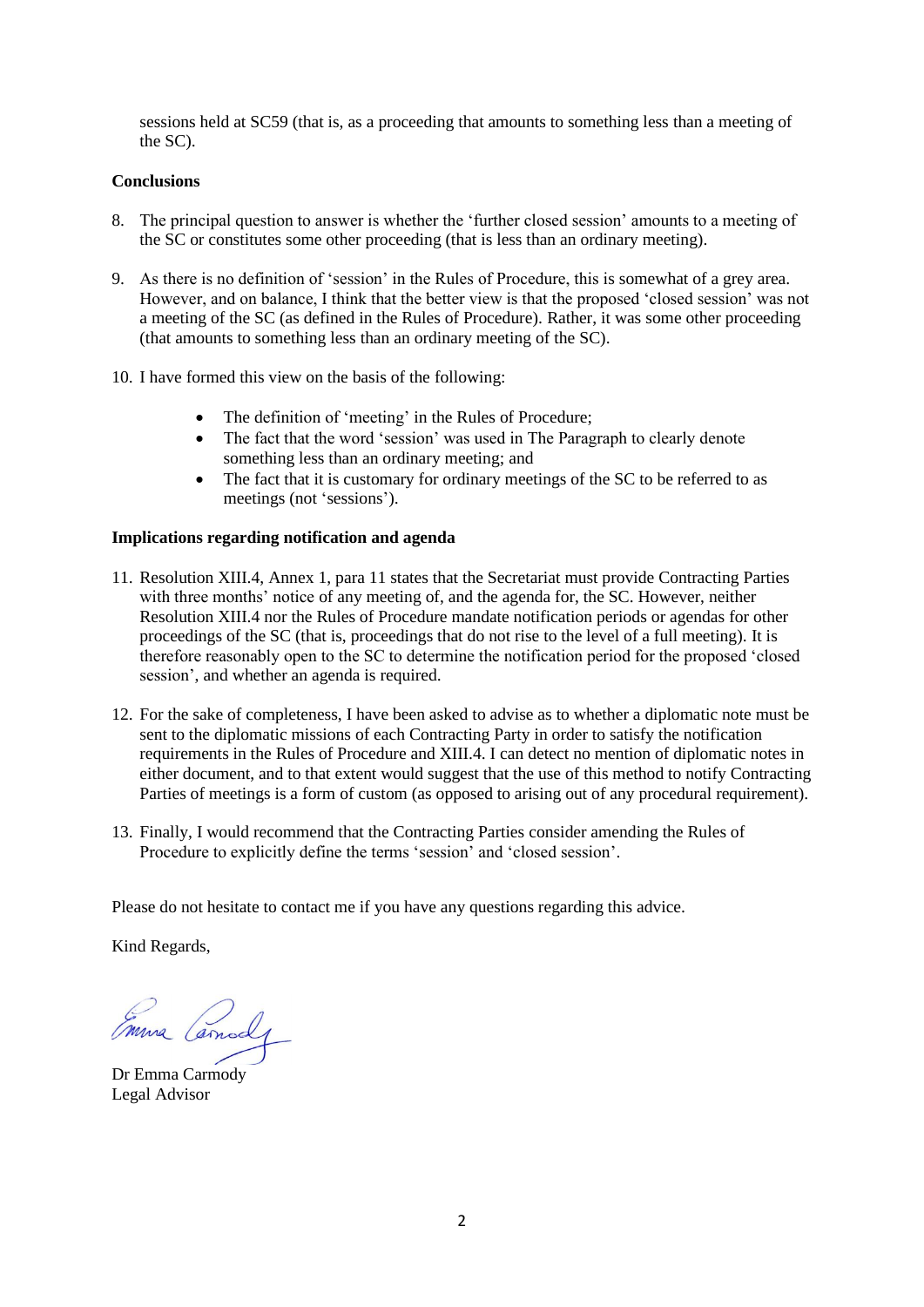sessions held at SC59 (that is, as a proceeding that amounts to something less than a meeting of the SC).

**Conclusions**

8. The principal question to answer is whether the 'further closed session' amounts to a meeting of the SC or constitutes some other proceeding (that is less than an ordinary meeting).

9. As there is no definition of 'session' in the Rules of Procedure, this is somewhat of a grey area. However, and on balance, I think that the better view is that the proposed 'closed session' was not a meeting of the SC (as defined in the Rules of Procedure). Rather, it was some other proceeding (that amounts to something less than an ordinary meeting of the SC).

10. I have formed this view on the basis of the following:

    - The definition of 'meeting' in the Rules of Procedure;
    - The fact that the word 'session' was used in The Paragraph to clearly denote something less than an ordinary meeting; and
    - The fact that it is customary for ordinary meetings of the SC to be referred to as meetings (not 'sessions').

**Implications regarding notification and agenda**

11. Resolution XIII.4, Annex 1, para 11 states that the Secretariat must provide Contracting Parties with three months' notice of any meeting of, and the agenda for, the SC. However, neither Resolution XIII.4 nor the Rules of Procedure mandate notification periods or agendas for other proceedings of the SC (that is, proceedings that do not rise to the level of a full meeting). It is therefore reasonably open to the SC to determine the notification period for the proposed 'closed session', and whether an agenda is required.

12. For the sake of completeness, I have been asked to advise as to whether a diplomatic note must be sent to the diplomatic missions of each Contracting Party in order to satisfy the notification requirements in the Rules of Procedure and XIII.4. I can detect no mention of diplomatic notes in either document, and to that extent would suggest that the use of this method to notify Contracting Parties of meetings is a form of custom (as opposed to arising out of any procedural requirement).

13. Finally, I would recommend that the Contracting Parties consider amending the Rules of Procedure to explicitly define the terms 'session' and 'closed session'.

Please do not hesitate to contact me if you have any questions regarding this advice.

Kind Regards,

Dr Emma Carmody
Legal Advisor